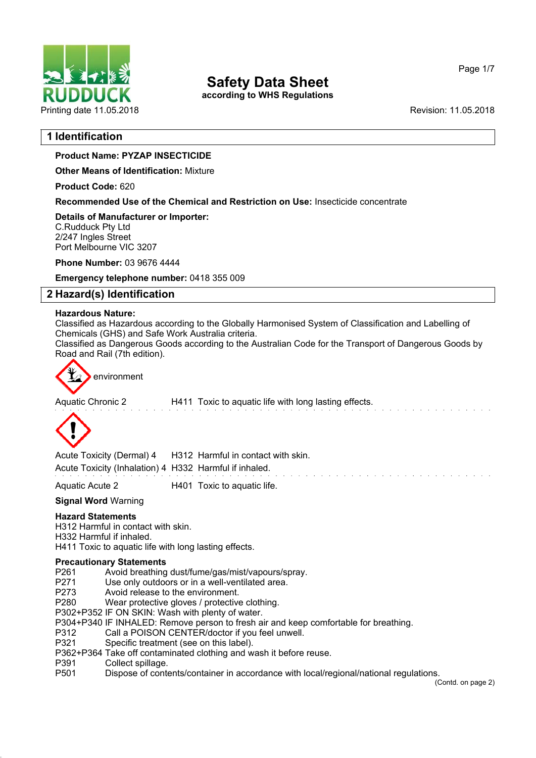# Safety Data Sheet

according to WHS Regulations

Printing date 11.05.2018 Revision: 11.05.2018

## 1 Identification

**Product Name: PYZAP INSECTICIDE**

**Other Means of Identification:** Mixture

**Product Code:** 620

**Recommended Use of the Chemical and Restriction on Use:** Insecticide concentrate

**Details of Manufacturer or Importer:**
C.Rudduck Pty Ltd
2/247 Ingles Street
Port Melbourne VIC 3207

**Phone Number:** 03 9676 4444

**Emergency telephone number:** 0418 355 009

## 2 Hazard(s) Identification

**Hazardous Nature:**
Classified as Hazardous according to the Globally Harmonised System of Classification and Labelling of Chemicals (GHS) and Safe Work Australia criteria.
Classified as Dangerous Goods according to the Australian Code for the Transport of Dangerous Goods by Road and Rail (7th edition).

environment

Aquatic Chronic 2 H411 Toxic to aquatic life with long lasting effects.

Acute Toxicity (Dermal) 4 H312 Harmful in contact with skin.
Acute Toxicity (Inhalation) 4 H332 Harmful if inhaled.

Aquatic Acute 2 H401 Toxic to aquatic life.

**Signal Word** Warning

**Hazard Statements**
H312 Harmful in contact with skin.
H332 Harmful if inhaled.
H411 Toxic to aquatic life with long lasting effects.

**Precautionary Statements**
P261 Avoid breathing dust/fume/gas/mist/vapours/spray.
P271 Use only outdoors or in a well-ventilated area.
P273 Avoid release to the environment.
P280 Wear protective gloves / protective clothing.
P302+P352 IF ON SKIN: Wash with plenty of water.
P304+P340 IF INHALED: Remove person to fresh air and keep comfortable for breathing.
P312 Call a POISON CENTER/doctor if you feel unwell.
P321 Specific treatment (see on this label).
P362+P364 Take off contaminated clothing and wash it before reuse.
P391 Collect spillage.
P501 Dispose of contents/container in accordance with local/regional/national regulations.

(Contd. on page 2)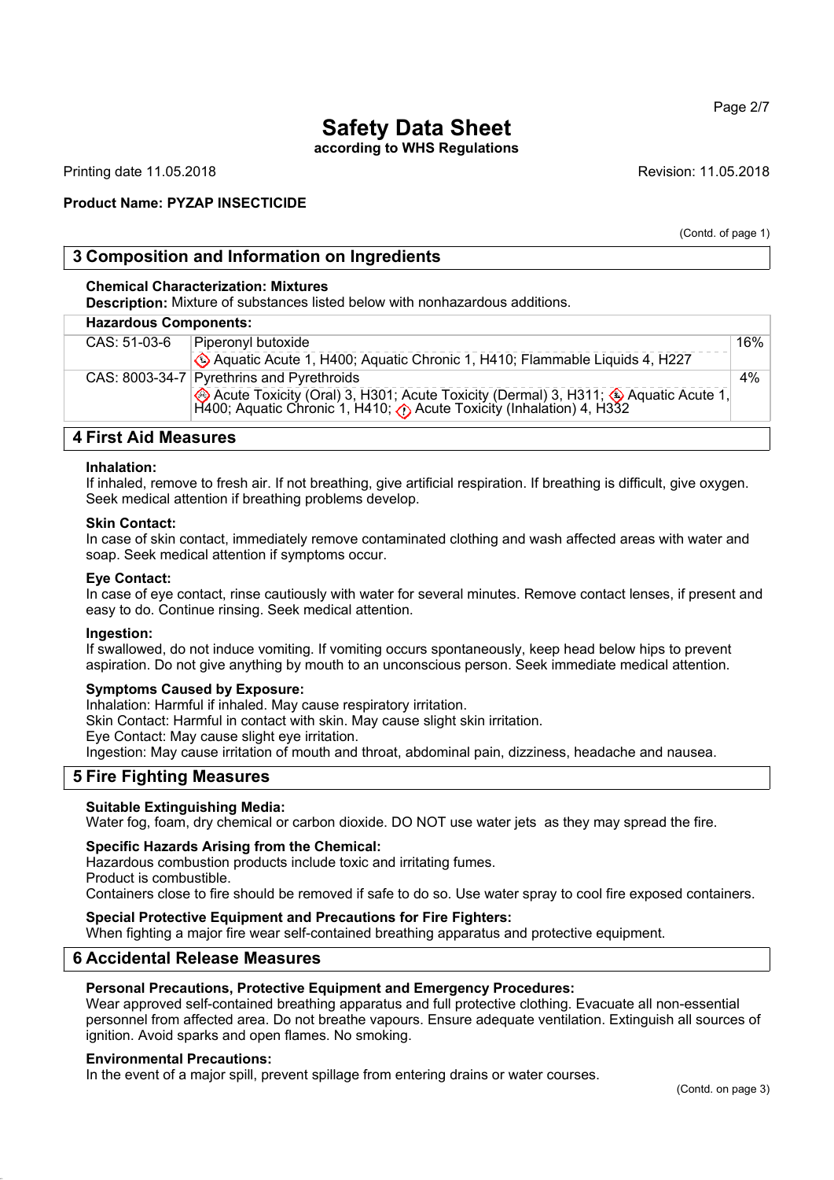# Safety Data Sheet
according to WHS Regulations

Printing date 11.05.2018 Revision: 11.05.2018

**Product Name: PYZAP INSECTICIDE**

(Contd. of page 1)

## 3 Composition and Information on Ingredients

**Chemical Characterization: Mixtures**
**Description:** Mixture of substances listed below with nonhazardous additions.

| Hazardous Components: | | |
|---|---|---|
| CAS: 51-03-6 | Piperonyl butoxide<br>Aquatic Acute 1, H400; Aquatic Chronic 1, H410; Flammable Liquids 4, H227 | 16% |
| CAS: 8003-34-7 | Pyrethrins and Pyrethroids<br>Acute Toxicity (Oral) 3, H301; Acute Toxicity (Dermal) 3, H311; Aquatic Acute 1, H400; Aquatic Chronic 1, H410; Acute Toxicity (Inhalation) 4, H332 | 4% |

## 4 First Aid Measures

**Inhalation:**
If inhaled, remove to fresh air. If not breathing, give artificial respiration. If breathing is difficult, give oxygen. Seek medical attention if breathing problems develop.

**Skin Contact:**
In case of skin contact, immediately remove contaminated clothing and wash affected areas with water and soap. Seek medical attention if symptoms occur.

**Eye Contact:**
In case of eye contact, rinse cautiously with water for several minutes. Remove contact lenses, if present and easy to do. Continue rinsing. Seek medical attention.

**Ingestion:**
If swallowed, do not induce vomiting. If vomiting occurs spontaneously, keep head below hips to prevent aspiration. Do not give anything by mouth to an unconscious person. Seek immediate medical attention.

**Symptoms Caused by Exposure:**
Inhalation: Harmful if inhaled. May cause respiratory irritation.
Skin Contact: Harmful in contact with skin. May cause slight skin irritation.
Eye Contact: May cause slight eye irritation.
Ingestion: May cause irritation of mouth and throat, abdominal pain, dizziness, headache and nausea.

## 5 Fire Fighting Measures

**Suitable Extinguishing Media:**
Water fog, foam, dry chemical or carbon dioxide. DO NOT use water jets as they may spread the fire.

**Specific Hazards Arising from the Chemical:**
Hazardous combustion products include toxic and irritating fumes.
Product is combustible.
Containers close to fire should be removed if safe to do so. Use water spray to cool fire exposed containers.

**Special Protective Equipment and Precautions for Fire Fighters:**
When fighting a major fire wear self-contained breathing apparatus and protective equipment.

## 6 Accidental Release Measures

**Personal Precautions, Protective Equipment and Emergency Procedures:**
Wear approved self-contained breathing apparatus and full protective clothing. Evacuate all non-essential personnel from affected area. Do not breathe vapours. Ensure adequate ventilation. Extinguish all sources of ignition. Avoid sparks and open flames. No smoking.

**Environmental Precautions:**
In the event of a major spill, prevent spillage from entering drains or water courses.

(Contd. on page 3)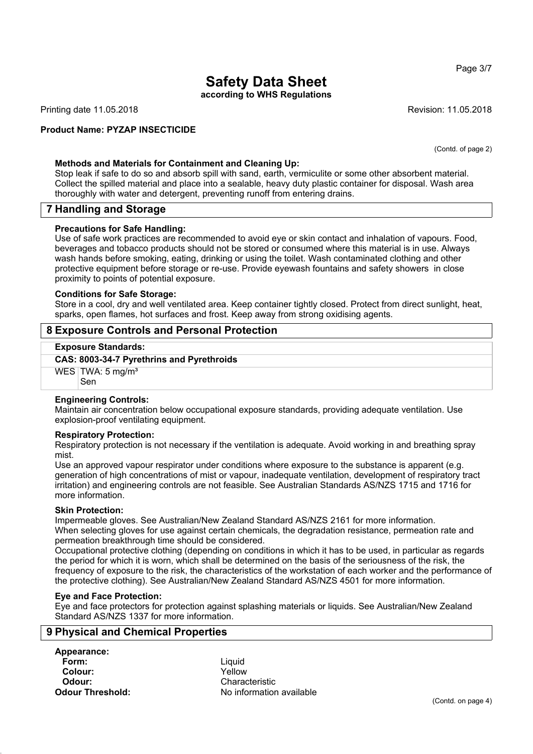(Contd. of page 2)

**Methods and Materials for Containment and Cleaning Up:**
Stop leak if safe to do so and absorb spill with sand, earth, vermiculite or some other absorbent material. Collect the spilled material and place into a sealable, heavy duty plastic container for disposal. Wash area thoroughly with water and detergent, preventing runoff from entering drains.

## 7 Handling and Storage

**Precautions for Safe Handling:**
Use of safe work practices are recommended to avoid eye or skin contact and inhalation of vapours. Food, beverages and tobacco products should not be stored or consumed where this material is in use. Always wash hands before smoking, eating, drinking or using the toilet. Wash contaminated clothing and other protective equipment before storage or re-use. Provide eyewash fountains and safety showers in close proximity to points of potential exposure.

**Conditions for Safe Storage:**
Store in a cool, dry and well ventilated area. Keep container tightly closed. Protect from direct sunlight, heat, sparks, open flames, hot surfaces and frost. Keep away from strong oxidising agents.

## 8 Exposure Controls and Personal Protection

**Exposure Standards:**

**CAS: 8003-34-7 Pyrethrins and Pyrethroids**

| | |
|---|---|
| WES | TWA: 5 mg/m³<br>Sen |

**Engineering Controls:**
Maintain air concentration below occupational exposure standards, providing adequate ventilation. Use explosion-proof ventilating equipment.

**Respiratory Protection:**
Respiratory protection is not necessary if the ventilation is adequate. Avoid working in and breathing spray mist.
Use an approved vapour respirator under conditions where exposure to the substance is apparent (e.g. generation of high concentrations of mist or vapour, inadequate ventilation, development of respiratory tract irritation) and engineering controls are not feasible. See Australian Standards AS/NZS 1715 and 1716 for more information.

**Skin Protection:**
Impermeable gloves. See Australian/New Zealand Standard AS/NZS 2161 for more information.
When selecting gloves for use against certain chemicals, the degradation resistance, permeation rate and permeation breakthrough time should be considered.
Occupational protective clothing (depending on conditions in which it has to be used, in particular as regards the period for which it is worn, which shall be determined on the basis of the seriousness of the risk, the frequency of exposure to the risk, the characteristics of the workstation of each worker and the performance of the protective clothing). See Australian/New Zealand Standard AS/NZS 4501 for more information.

**Eye and Face Protection:**
Eye and face protectors for protection against splashing materials or liquids. See Australian/New Zealand Standard AS/NZS 1337 for more information.

## 9 Physical and Chemical Properties

**Appearance:**

| | |
|---|---|
| **Form:** | Liquid |
| **Colour:** | Yellow |
| **Odour:** | Characteristic |
| **Odour Threshold:** | No information available |

(Contd. on page 4)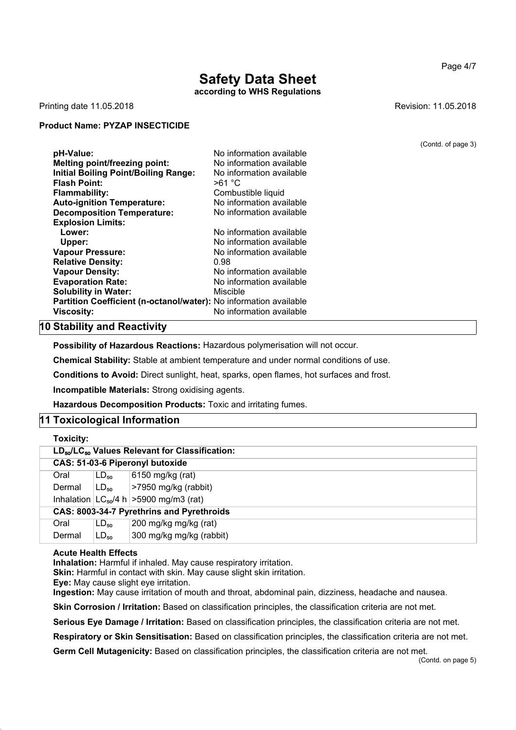# Safety Data Sheet

**according to WHS Regulations**

Printing date 11.05.2018 Revision: 11.05.2018

**Product Name: PYZAP INSECTICIDE**

(Contd. of page 3)

| | |
|---|---|
| **pH-Value:** | No information available |
| **Melting point/freezing point:** | No information available |
| **Initial Boiling Point/Boiling Range:** | No information available |
| **Flash Point:** | >61 °C |
| **Flammability:** | Combustible liquid |
| **Auto-ignition Temperature:** | No information available |
| **Decomposition Temperature:** | No information available |
| **Explosion Limits:** | |
| **Lower:** | No information available |
| **Upper:** | No information available |
| **Vapour Pressure:** | No information available |
| **Relative Density:** | 0.98 |
| **Vapour Density:** | No information available |
| **Evaporation Rate:** | No information available |
| **Solubility in Water:** | Miscible |
| **Partition Coefficient (n-octanol/water):** | No information available |
| **Viscosity:** | No information available |

## 10 Stability and Reactivity

**Possibility of Hazardous Reactions:** Hazardous polymerisation will not occur.

**Chemical Stability:** Stable at ambient temperature and under normal conditions of use.

**Conditions to Avoid:** Direct sunlight, heat, sparks, open flames, hot surfaces and frost.

**Incompatible Materials:** Strong oxidising agents.

**Hazardous Decomposition Products:** Toxic and irritating fumes.

## 11 Toxicological Information

**Toxicity:**

| **$LD_{50}/LC_{50}$ Values Relevant for Classification:** | | |
|---|---|---|
| **CAS: 51-03-6 Piperonyl butoxide** | | |
| Oral | $LD_{50}$ | 6150 mg/kg (rat) |
| Dermal | $LD_{50}$ | >7950 mg/kg (rabbit) |
| Inhalation | $LC_{50}$/4 h | >5900 mg/m3 (rat) |
| **CAS: 8003-34-7 Pyrethrins and Pyrethroids** | | |
| Oral | $LD_{50}$ | 200 mg/kg mg/kg (rat) |
| Dermal | $LD_{50}$ | 300 mg/kg mg/kg (rabbit) |

**Acute Health Effects**

**Inhalation:** Harmful if inhaled. May cause respiratory irritation.
**Skin:** Harmful in contact with skin. May cause slight skin irritation.
**Eye:** May cause slight eye irritation.
**Ingestion:** May cause irritation of mouth and throat, abdominal pain, dizziness, headache and nausea.

**Skin Corrosion / Irritation:** Based on classification principles, the classification criteria are not met.

**Serious Eye Damage / Irritation:** Based on classification principles, the classification criteria are not met.

**Respiratory or Skin Sensitisation:** Based on classification principles, the classification criteria are not met.

**Germ Cell Mutagenicity:** Based on classification principles, the classification criteria are not met.

(Contd. on page 5)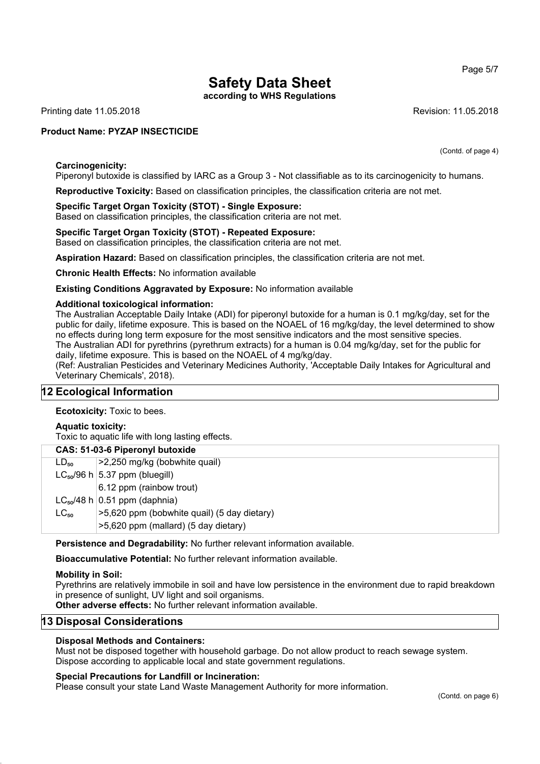(Contd. of page 4)

**Carcinogenicity:**
Piperonyl butoxide is classified by IARC as a Group 3 - Not classifiable as to its carcinogenicity to humans.

**Reproductive Toxicity:** Based on classification principles, the classification criteria are not met.

**Specific Target Organ Toxicity (STOT) - Single Exposure:**
Based on classification principles, the classification criteria are not met.

**Specific Target Organ Toxicity (STOT) - Repeated Exposure:**
Based on classification principles, the classification criteria are not met.

**Aspiration Hazard:** Based on classification principles, the classification criteria are not met.

**Chronic Health Effects:** No information available

**Existing Conditions Aggravated by Exposure:** No information available

**Additional toxicological information:**
The Australian Acceptable Daily Intake (ADI) for piperonyl butoxide for a human is 0.1 mg/kg/day, set for the public for daily, lifetime exposure. This is based on the NOAEL of 16 mg/kg/day, the level determined to show no effects during long term exposure for the most sensitive indicators and the most sensitive species.
The Australian ADI for pyrethrins (pyrethrum extracts) for a human is 0.04 mg/kg/day, set for the public for daily, lifetime exposure. This is based on the NOAEL of 4 mg/kg/day.
(Ref: Australian Pesticides and Veterinary Medicines Authority, 'Acceptable Daily Intakes for Agricultural and Veterinary Chemicals', 2018).

## 12 Ecological Information

**Ecotoxicity:** Toxic to bees.

**Aquatic toxicity:**
Toxic to aquatic life with long lasting effects.

| CAS: 51-03-6 Piperonyl butoxide | |
|---|---|
| $LD_{50}$ | >2,250 mg/kg (bobwhite quail) |
| $LC_{50}$/96 h | 5.37 ppm (bluegill) |
| | 6.12 ppm (rainbow trout) |
| $LC_{50}$/48 h | 0.51 ppm (daphnia) |
| $LC_{50}$ | >5,620 ppm (bobwhite quail) (5 day dietary) |
| | >5,620 ppm (mallard) (5 day dietary) |

**Persistence and Degradability:** No further relevant information available.

**Bioaccumulative Potential:** No further relevant information available.

**Mobility in Soil:**
Pyrethrins are relatively immobile in soil and have low persistence in the environment due to rapid breakdown in presence of sunlight, UV light and soil organisms.
**Other adverse effects:** No further relevant information available.

## 13 Disposal Considerations

**Disposal Methods and Containers:**
Must not be disposed together with household garbage. Do not allow product to reach sewage system. Dispose according to applicable local and state government regulations.

**Special Precautions for Landfill or Incineration:**
Please consult your state Land Waste Management Authority for more information.

(Contd. on page 6)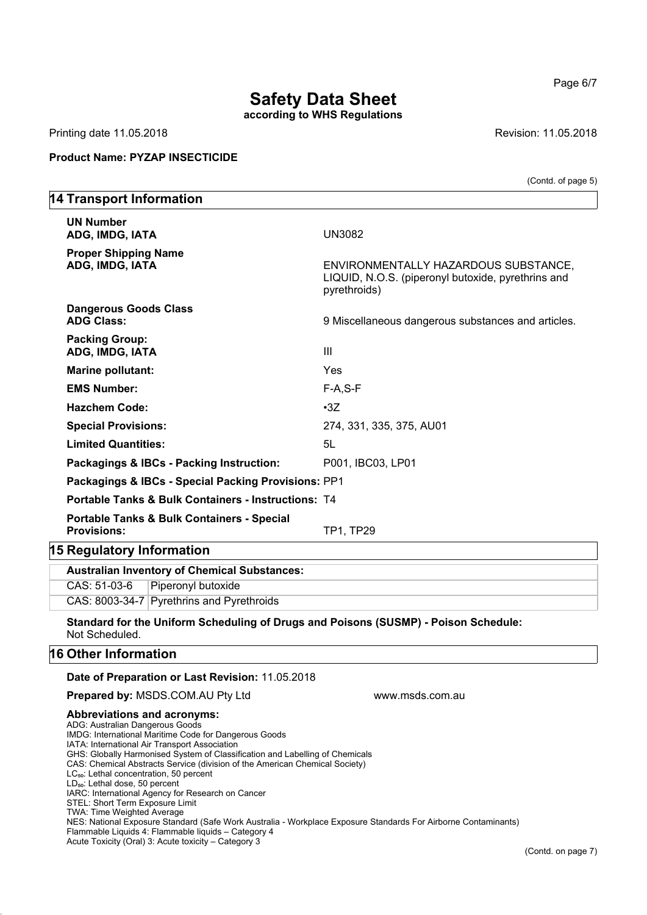# Safety Data Sheet

**according to WHS Regulations**

Printing date 11.05.2018 Revision: 11.05.2018

**Product Name: PYZAP INSECTICIDE**

(Contd. of page 5)

## 14 Transport Information

| | |
|---|---|
| **UN Number**<br>**ADG, IMDG, IATA** | UN3082 |
| **Proper Shipping Name**<br>**ADG, IMDG, IATA** | ENVIRONMENTALLY HAZARDOUS SUBSTANCE, LIQUID, N.O.S. (piperonyl butoxide, pyrethrins and pyrethroids) |
| **Dangerous Goods Class**<br>**ADG Class:** | 9 Miscellaneous dangerous substances and articles. |
| **Packing Group:**<br>**ADG, IMDG, IATA** | III |
| **Marine pollutant:** | Yes |
| **EMS Number:** | F-A,S-F |
| **Hazchem Code:** | •3Z |
| **Special Provisions:** | 274, 331, 335, 375, AU01 |
| **Limited Quantities:** | 5L |
| **Packagings & IBCs - Packing Instruction:** | P001, IBC03, LP01 |
| **Packagings & IBCs - Special Packing Provisions:** | PP1 |
| **Portable Tanks & Bulk Containers - Instructions:** | T4 |
| **Portable Tanks & Bulk Containers - Special Provisions:** | TP1, TP29 |

## 15 Regulatory Information

| **Australian Inventory of Chemical Substances:** | |
|---|---|
| CAS: 51-03-6 | Piperonyl butoxide |
| CAS: 8003-34-7 | Pyrethrins and Pyrethroids |

**Standard for the Uniform Scheduling of Drugs and Poisons (SUSMP) - Poison Schedule:**
Not Scheduled.

## 16 Other Information

**Date of Preparation or Last Revision:** 11.05.2018

**Prepared by:** MSDS.COM.AU Pty Ltd www.msds.com.au

**Abbreviations and acronyms:**

ADG: Australian Dangerous Goods
IMDG: International Maritime Code for Dangerous Goods
IATA: International Air Transport Association
GHS: Globally Harmonised System of Classification and Labelling of Chemicals
CAS: Chemical Abstracts Service (division of the American Chemical Society)
$LC_{50}$: Lethal concentration, 50 percent
$LD_{50}$: Lethal dose, 50 percent
IARC: International Agency for Research on Cancer
STEL: Short Term Exposure Limit
TWA: Time Weighted Average
NES: National Exposure Standard (Safe Work Australia - Workplace Exposure Standards For Airborne Contaminants)
Flammable Liquids 4: Flammable liquids – Category 4
Acute Toxicity (Oral) 3: Acute toxicity – Category 3

(Contd. on page 7)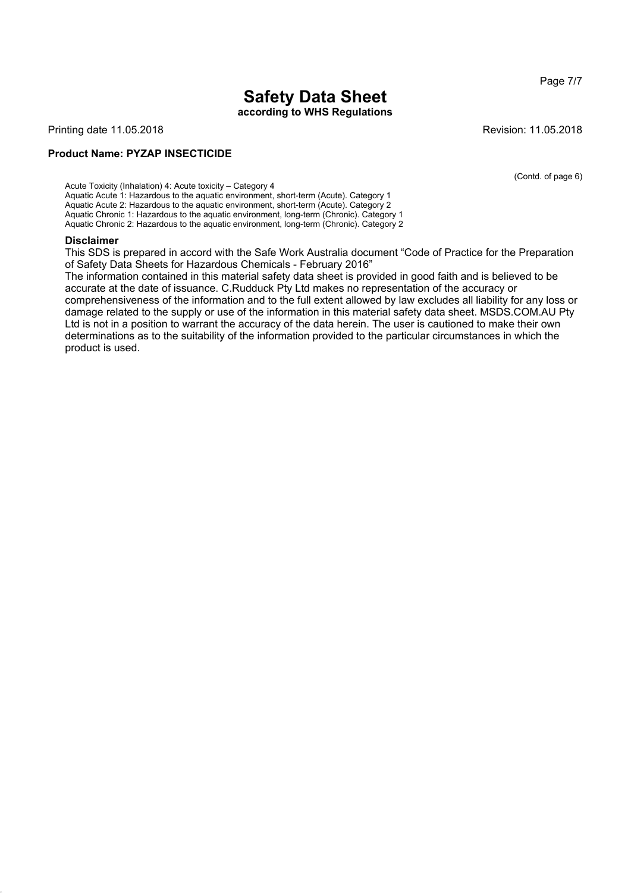Acute Toxicity (Inhalation) 4: Acute toxicity – Category 4
Aquatic Acute 1: Hazardous to the aquatic environment, short-term (Acute). Category 1
Aquatic Acute 2: Hazardous to the aquatic environment, short-term (Acute). Category 2
Aquatic Chronic 1: Hazardous to the aquatic environment, long-term (Chronic). Category 1
Aquatic Chronic 2: Hazardous to the aquatic environment, long-term (Chronic). Category 2

**Disclaimer**

This SDS is prepared in accord with the Safe Work Australia document "Code of Practice for the Preparation of Safety Data Sheets for Hazardous Chemicals - February 2016"
The information contained in this material safety data sheet is provided in good faith and is believed to be accurate at the date of issuance. C.Rudduck Pty Ltd makes no representation of the accuracy or comprehensiveness of the information and to the full extent allowed by law excludes all liability for any loss or damage related to the supply or use of the information in this material safety data sheet. MSDS.COM.AU Pty Ltd is not in a position to warrant the accuracy of the data herein. The user is cautioned to make their own determinations as to the suitability of the information provided to the particular circumstances in which the product is used.